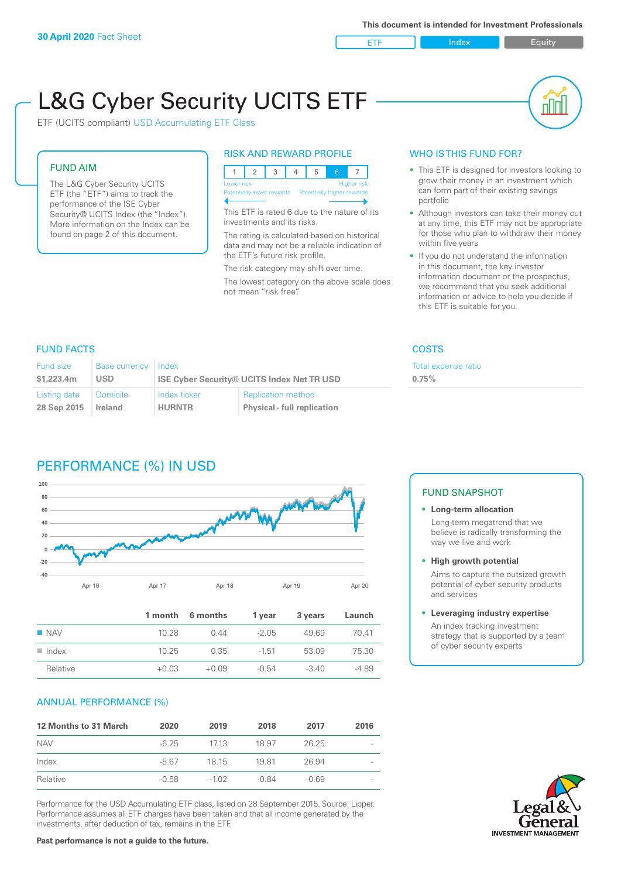**30 April 2020** Fact Sheet

This document is intended for Investment Professionals

ETF | Index | Equity

# L&G Cyber Security UCITS ETF

ETF (UCITS compliant) USD Accumulating ETF Class

## FUND AIM

The L&G Cyber Security UCITS ETF (the "ETF") aims to track the performance of the ISE Cyber Security® UCITS Index (the "Index"). More information on the Index can be found on page 2 of this document.

## RISK AND REWARD PROFILE

| 1 | 2 | 3 | 4 | 5 | 6 | 7 |
|---|---|---|---|---|---|---|

Lower risk — Higher risk
Potentially lower rewards — Potentially higher rewards

This ETF is rated 6 due to the nature of its investments and its risks.

The rating is calculated based on historical data and may not be a reliable indication of the ETF's future risk profile.

The risk category may shift over time.

The lowest category on the above scale does not mean "risk free".

## WHO IS THIS FUND FOR?

- This ETF is designed for investors looking to grow their money in an investment which can form part of their existing savings portfolio
- Although investors can take their money out at any time, this ETF may not be appropriate for those who plan to withdraw their money within five years
- If you do not understand the information in this document, the key investor information document or the prospectus, we recommend that you seek additional information or advice to help you decide if this ETF is suitable for you.

## FUND FACTS

| Fund size | Base currency | Index | |
|---|---|---|---|
| $1,223.4m | USD | ISE Cyber Security® UCITS Index Net TR USD | |
| **Listing date** | **Domicile** | **Index ticker** | **Replication method** |
| 28 Sep 2015 | Ireland | HURNTR | Physical - full replication |

## COSTS

| Total expense ratio |
|---|
| 0.75% |

## PERFORMANCE (%) IN USD

| | 1 month | 6 months | 1 year | 3 years | Launch |
|---|---|---|---|---|---|
| NAV | 10.28 | 0.44 | -2.05 | 49.69 | 70.41 |
| Index | 10.25 | 0.35 | -1.51 | 53.09 | 75.30 |
| Relative | +0.03 | +0.09 | -0.54 | -3.40 | -4.89 |

## FUND SNAPSHOT

- **Long-term allocation**
  Long-term megatrend that we believe is radically transforming the way we live and work
- **High growth potential**
  Aims to capture the outsized growth potential of cyber security products and services
- **Leveraging industry expertise**
  An index tracking investment strategy that is supported by a team of cyber security experts

## ANNUAL PERFORMANCE (%)

| 12 Months to 31 March | 2020 | 2019 | 2018 | 2017 | 2016 |
|---|---|---|---|---|---|
| NAV | -6.25 | 17.13 | 18.97 | 26.25 | - |
| Index | -5.67 | 18.15 | 19.81 | 26.94 | - |
| Relative | -0.58 | -1.02 | -0.84 | -0.69 | - |

Performance for the USD Accumulating ETF class, listed on 28 September 2015. Source: Lipper. Performance assumes all ETF charges have been taken and that all income generated by the investments, after deduction of tax, remains in the ETF.

**Past performance is not a guide to the future.**

Legal & General INVESTMENT MANAGEMENT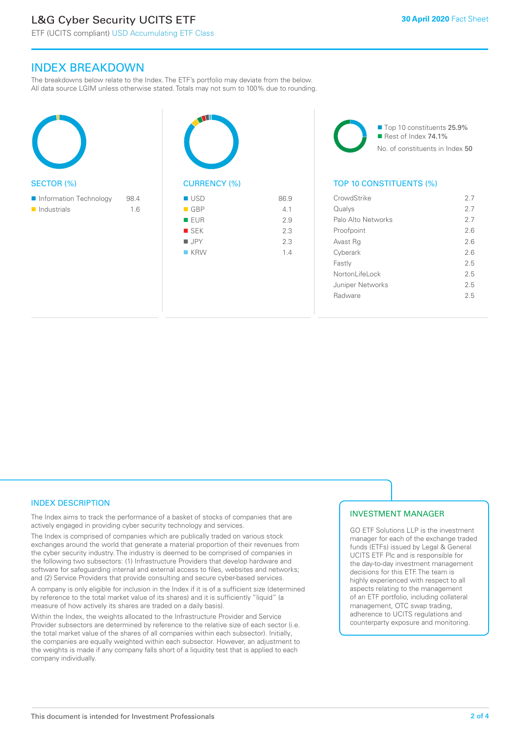# L&G Cyber Security UCITS ETF

ETF (UCITS compliant) USD Accumulating ETF Class

**30 April 2020** Fact Sheet

## INDEX BREAKDOWN

The breakdowns below relate to the Index. The ETF's portfolio may deviate from the below. All data source LGIM unless otherwise stated. Totals may not sum to 100% due to rounding.

### SECTOR (%)

| Sector | % |
|---|---|
| Information Technology | 98.4 |
| Industrials | 1.6 |

### CURRENCY (%)

| Currency | % |
|---|---|
| USD | 86.9 |
| GBP | 4.1 |
| EUR | 2.9 |
| SEK | 2.3 |
| JPY | 2.3 |
| KRW | 1.4 |

- Top 10 constituents 25.9%
- Rest of Index 74.1%

No. of constituents in Index 50

### TOP 10 CONSTITUENTS (%)

| Constituent | % |
|---|---|
| CrowdStrike | 2.7 |
| Qualys | 2.7 |
| Palo Alto Networks | 2.7 |
| Proofpoint | 2.6 |
| Avast Rg | 2.6 |
| Cyberark | 2.6 |
| Fastly | 2.5 |
| NortonLifeLock | 2.5 |
| Juniper Networks | 2.5 |
| Radware | 2.5 |

## INDEX DESCRIPTION

The Index aims to track the performance of a basket of stocks of companies that are actively engaged in providing cyber security technology and services.

The Index is comprised of companies which are publically traded on various stock exchanges around the world that generate a material proportion of their revenues from the cyber security industry. The industry is deemed to be comprised of companies in the following two subsectors: (1) Infrastructure Providers that develop hardware and software for safeguarding internal and external access to files, websites and networks; and (2) Service Providers that provide consulting and secure cyber-based services.

A company is only eligible for inclusion in the Index if it is of a sufficient size (determined by reference to the total market value of its shares) and it is sufficiently "liquid" (a measure of how actively its shares are traded on a daily basis).

Within the Index, the weights allocated to the Infrastructure Provider and Service Provider subsectors are determined by reference to the relative size of each sector (i.e. the total market value of the shares of all companies within each subsector). Initially, the companies are equally weighted within each subsector. However, an adjustment to the weights is made if any company falls short of a liquidity test that is applied to each company individually.

## INVESTMENT MANAGER

GO ETF Solutions LLP is the investment manager for each of the exchange traded funds (ETFs) issued by Legal & General UCITS ETF Plc and is responsible for the day-to-day investment management decisions for this ETF. The team is highly experienced with respect to all aspects relating to the management of an ETF portfolio, including collateral management, OTC swap trading, adherence to UCITS regulations and counterparty exposure and monitoring.

This document is intended for Investment Professionals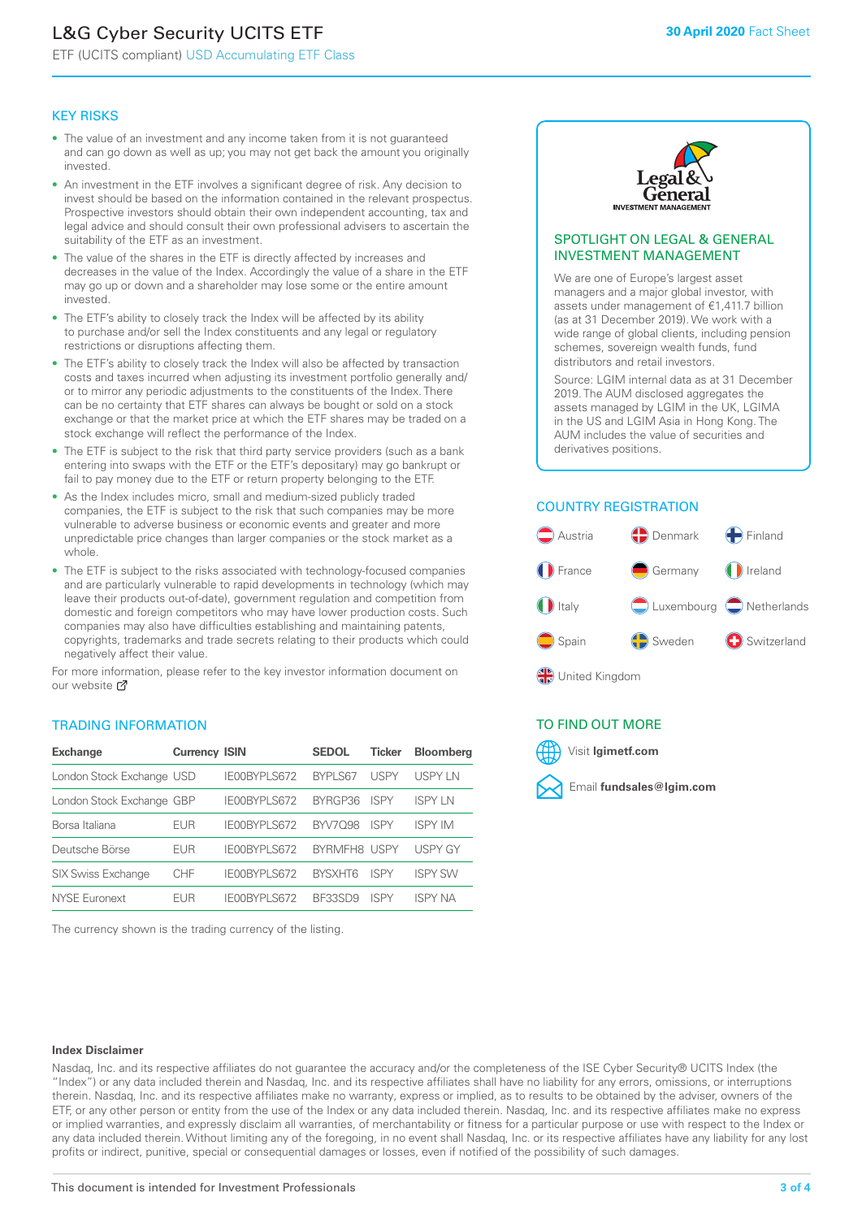# L&G Cyber Security UCITS ETF

ETF (UCITS compliant) USD Accumulating ETF Class

**30 April 2020** Fact Sheet

## KEY RISKS

- The value of an investment and any income taken from it is not guaranteed and can go down as well as up; you may not get back the amount you originally invested.
- An investment in the ETF involves a significant degree of risk. Any decision to invest should be based on the information contained in the relevant prospectus. Prospective investors should obtain their own independent accounting, tax and legal advice and should consult their own professional advisers to ascertain the suitability of the ETF as an investment.
- The value of the shares in the ETF is directly affected by increases and decreases in the value of the Index. Accordingly the value of a share in the ETF may go up or down and a shareholder may lose some or the entire amount invested.
- The ETF's ability to closely track the Index will be affected by its ability to purchase and/or sell the Index constituents and any legal or regulatory restrictions or disruptions affecting them.
- The ETF's ability to closely track the Index will also be affected by transaction costs and taxes incurred when adjusting its investment portfolio generally and/or to mirror any periodic adjustments to the constituents of the Index. There can be no certainty that ETF shares can always be bought or sold on a stock exchange or that the market price at which the ETF shares may be traded on a stock exchange will reflect the performance of the Index.
- The ETF is subject to the risk that third party service providers (such as a bank entering into swaps with the ETF or the ETF's depositary) may go bankrupt or fail to pay money due to the ETF or return property belonging to the ETF.
- As the Index includes micro, small and medium-sized publicly traded companies, the ETF is subject to the risk that such companies may be more vulnerable to adverse business or economic events and greater and more unpredictable price changes than larger companies or the stock market as a whole.
- The ETF is subject to the risks associated with technology-focused companies and are particularly vulnerable to rapid developments in technology (which may leave their products out-of-date), government regulation and competition from domestic and foreign competitors who may have lower production costs. Such companies may also have difficulties establishing and maintaining patents, copyrights, trademarks and trade secrets relating to their products which could negatively affect their value.

For more information, please refer to the key investor information document on our website

## TRADING INFORMATION

| Exchange | Currency | ISIN | SEDOL | Ticker | Bloomberg |
|---|---|---|---|---|---|
| London Stock Exchange | USD | IE00BYPLS672 | BYPLS67 | USPY | USPY LN |
| London Stock Exchange | GBP | IE00BYPLS672 | BYRGP36 | ISPY | ISPY LN |
| Borsa Italiana | EUR | IE00BYPLS672 | BYV7Q98 | ISPY | ISPY IM |
| Deutsche Börse | EUR | IE00BYPLS672 | BYRMFH8 | USPY | USPY GY |
| SIX Swiss Exchange | CHF | IE00BYPLS672 | BYSXHT6 | ISPY | ISPY SW |
| NYSE Euronext | EUR | IE00BYPLS672 | BF33SD9 | ISPY | ISPY NA |

The currency shown is the trading currency of the listing.

## SPOTLIGHT ON LEGAL & GENERAL INVESTMENT MANAGEMENT

We are one of Europe's largest asset managers and a major global investor, with assets under management of €1,411.7 billion (as at 31 December 2019). We work with a wide range of global clients, including pension schemes, sovereign wealth funds, fund distributors and retail investors.

Source: LGIM internal data as at 31 December 2019. The AUM disclosed aggregates the assets managed by LGIM in the UK, LGIMA in the US and LGIM Asia in Hong Kong. The AUM includes the value of securities and derivatives positions.

## COUNTRY REGISTRATION

Austria, Denmark, Finland, France, Germany, Ireland, Italy, Luxembourg, Netherlands, Spain, Sweden, Switzerland, United Kingdom

## TO FIND OUT MORE

Visit **lgimetf.com**

Email **fundsales@lgim.com**

**Index Disclaimer**

Nasdaq, Inc. and its respective affiliates do not guarantee the accuracy and/or the completeness of the ISE Cyber Security® UCITS Index (the "Index") or any data included therein and Nasdaq, Inc. and its respective affiliates shall have no liability for any errors, omissions, or interruptions therein. Nasdaq, Inc. and its respective affiliates make no warranty, express or implied, as to results to be obtained by the adviser, owners of the ETF, or any other person or entity from the use of the Index or any data included therein. Nasdaq, Inc. and its respective affiliates make no express or implied warranties, and expressly disclaim all warranties, of merchantability or fitness for a particular purpose or use with respect to the Index or any data included therein. Without limiting any of the foregoing, in no event shall Nasdaq, Inc. or its respective affiliates have any liability for any lost profits or indirect, punitive, special or consequential damages or losses, even if notified of the possibility of such damages.

This document is intended for Investment Professionals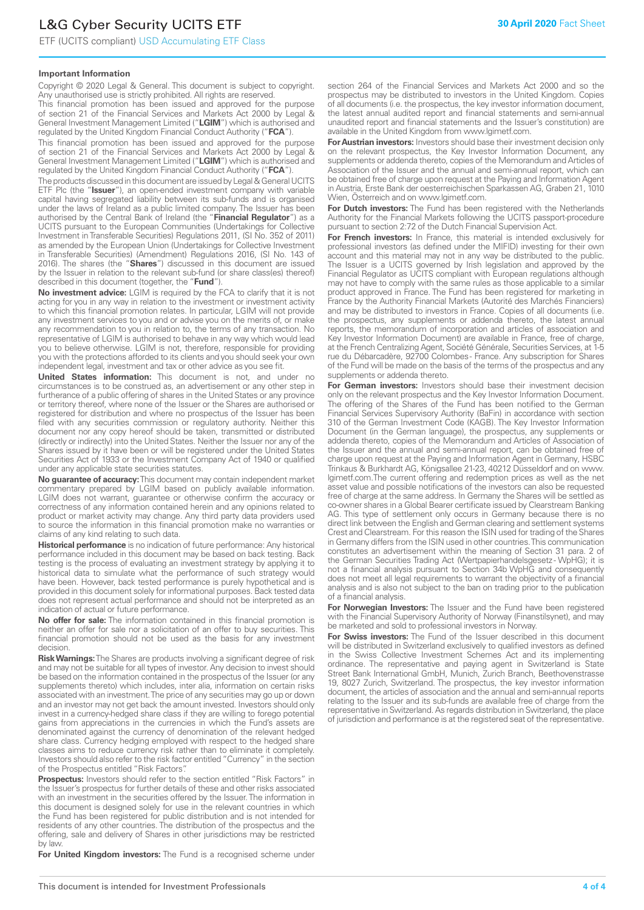## Important Information

Copyright © 2020 Legal & General. This document is subject to copyright. Any unauthorised use is strictly prohibited. All rights are reserved.

This financial promotion has been issued and approved for the purpose of section 21 of the Financial Services and Markets Act 2000 by Legal & General Investment Management Limited ("**LGIM**") which is authorised and regulated by the United Kingdom Financial Conduct Authority ("**FCA**").

This financial promotion has been issued and approved for the purpose of section 21 of the Financial Services and Markets Act 2000 by Legal & General Investment Management Limited ("**LGIM**") which is authorised and regulated by the United Kingdom Financial Conduct Authority ("**FCA**").

The products discussed in this document are issued by Legal & General UCITS ETF Plc (the "**Issuer**"), an open-ended investment company with variable capital having segregated liability between its sub-funds and is organised under the laws of Ireland as a public limited company. The Issuer has been authorised by the Central Bank of Ireland (the "**Financial Regulator**") as a UCITS pursuant to the European Communities (Undertakings for Collective Investment in Transferable Securities) Regulations 2011, (SI No. 352 of 2011) as amended by the European Union (Undertakings for Collective Investment in Transferable Securities) (Amendment) Regulations 2016, (SI No. 143 of 2016). The shares (the "**Shares**") discussed in this document are issued by the Issuer in relation to the relevant sub-fund (or share class(es) thereof) described in this document (together, the "**Fund**").

**No investment advice:** LGIM is required by the FCA to clarify that it is not acting for you in any way in relation to the investment or investment activity to which this financial promotion relates. In particular, LGIM will not provide any investment services to you and or advise you on the merits of, or make any recommendation to you in relation to, the terms of any transaction. No representative of LGIM is authorised to behave in any way which would lead you to believe otherwise. LGIM is not, therefore, responsible for providing you with the protections afforded to its clients and you should seek your own independent legal, investment and tax or other advice as you see fit.

**United States information:** This document is not, and under no circumstances is to be construed as, an advertisement or any other step in furtherance of a public offering of shares in the United States or any province or territory thereof, where none of the Issuer or the Shares are authorised or registered for distribution and where no prospectus of the Issuer has been filed with any securities commission or regulatory authority. Neither this document nor any copy hereof should be taken, transmitted or distributed (directly or indirectly) into the United States. Neither the Issuer nor any of the Shares issued by it have been or will be registered under the United States Securities Act of 1933 or the Investment Company Act of 1940 or qualified under any applicable state securities statutes.

**No guarantee of accuracy:** This document may contain independent market commentary prepared by LGIM based on publicly available information. LGIM does not warrant, guarantee or otherwise confirm the accuracy or correctness of any information contained herein and any opinions related to product or market activity may change. Any third party data providers used to source the information in this financial promotion make no warranties or claims of any kind relating to such data.

**Historical performance** is no indication of future performance: Any historical performance included in this document may be based on back testing. Back testing is the process of evaluating an investment strategy by applying it to historical data to simulate what the performance of such strategy would have been. However, back tested performance is purely hypothetical and is provided in this document solely for informational purposes. Back tested data does not represent actual performance and should not be interpreted as an indication of actual or future performance.

**No offer for sale:** The information contained in this financial promotion is neither an offer for sale nor a solicitation of an offer to buy securities. This financial promotion should not be used as the basis for any investment decision.

**Risk Warnings:** The Shares are products involving a significant degree of risk and may not be suitable for all types of investor. Any decision to invest should be based on the information contained in the prospectus of the Issuer (or any supplements thereto) which includes, inter alia, information on certain risks associated with an investment. The price of any securities may go up or down and an investor may not get back the amount invested. Investors should only invest in a currency-hedged share class if they are willing to forego potential gains from appreciations in the currencies in which the Fund's assets are denominated against the currency of denomination of the relevant hedged share class. Currency hedging employed with respect to the hedged share classes aims to reduce currency risk rather than to eliminate it completely. Investors should also refer to the risk factor entitled "Currency" in the section of the Prospectus entitled "Risk Factors".

**Prospectus:** Investors should refer to the section entitled "Risk Factors" in the Issuer's prospectus for further details of these and other risks associated with an investment in the securities offered by the Issuer. The information in this document is designed solely for use in the relevant countries in which the Fund has been registered for public distribution and is not intended for residents of any other countries. The distribution of the prospectus and the offering, sale and delivery of Shares in other jurisdictions may be restricted by law.

**For United Kingdom investors:** The Fund is a recognised scheme under section 264 of the Financial Services and Markets Act 2000 and so the prospectus may be distributed to investors in the United Kingdom. Copies of all documents (i.e. the prospectus, the key investor information document, the latest annual audited report and financial statements and semi-annual unaudited report and financial statements and the Issuer's constitution) are available in the United Kingdom from www.lgimetf.com.

**For Austrian investors:** Investors should base their investment decision only on the relevant prospectus, the Key Investor Information Document, any supplements or addenda thereto, copies of the Memorandum and Articles of Association of the Issuer and the annual and semi-annual report, which can be obtained free of charge upon request at the Paying and Information Agent in Austria, Erste Bank der oesterreichischen Sparkassen AG, Graben 21, 1010 Wien, Österreich and on www.lgimetf.com.

**For Dutch investors:** The Fund has been registered with the Netherlands Authority for the Financial Markets following the UCITS passport-procedure pursuant to section 2:72 of the Dutch Financial Supervision Act.

**For French investors:** In France, this material is intended exclusively for professional investors (as defined under the MIFID) investing for their own account and this material may not in any way be distributed to the public. The Issuer is a UCITS governed by Irish legislation and approved by the Financial Regulator as UCITS compliant with European regulations although may not have to comply with the same rules as those applicable to a similar product approved in France. The Fund has been registered for marketing in France by the Authority Financial Markets (Autorité des Marchés Financiers) and may be distributed to investors in France. Copies of all documents (i.e. the prospectus, any supplements or addenda thereto, the latest annual reports, the memorandum of incorporation and articles of association and Key Investor Information Document) are available in France, free of charge, at the French Centralizing Agent, Société Générale, Securities Services, at 1-5 rue du Débarcadère, 92700 Colombes - France. Any subscription for Shares of the Fund will be made on the basis of the terms of the prospectus and any supplements or addenda thereto.

**For German investors:** Investors should base their investment decision only on the relevant prospectus and the Key Investor Information Document. The offering of the Shares of the Fund has been notified to the German Financial Services Supervisory Authority (BaFin) in accordance with section 310 of the German Investment Code (KAGB). The Key Investor Information Document (in the German language), the prospectus, any supplements or addenda thereto, copies of the Memorandum and Articles of Association of the Issuer and the annual and semi-annual report, can be obtained free of charge upon request at the Paying and Information Agent in Germany, HSBC Trinkaus & Burkhardt AG, Königsallee 21-23, 40212 Düsseldorf and on www.lgimetf.com.The current offering and redemption prices as well as the net asset value and possible notifications of the investors can also be requested free of charge at the same address. In Germany the Shares will be settled as co-owner shares in a Global Bearer certificate issued by Clearstream Banking AG. This type of settlement only occurs in Germany because there is no direct link between the English and German clearing and settlement systems Crest and Clearstream. For this reason the ISIN used for trading of the Shares in Germany differs from the ISIN used in other countries. This communication constitutes an advertisement within the meaning of Section 31 para. 2 of the German Securities Trading Act (Wertpapierhandelsgesetz - WpHG); it is not a financial analysis pursuant to Section 34b WpHG and consequently does not meet all legal requirements to warrant the objectivity of a financial analysis and is also not subject to the ban on trading prior to the publication of a financial analysis.

**For Norwegian Investors:** The Issuer and the Fund have been registered with the Financial Supervisory Authority of Norway (Finanstilsynet), and may be marketed and sold to professional investors in Norway.

**For Swiss investors:** The Fund of the Issuer described in this document will be distributed in Switzerland exclusively to qualified investors as defined in the Swiss Collective Investment Schemes Act and its implementing ordinance. The representative and paying agent in Switzerland is State Street Bank International GmbH, Munich, Zurich Branch, Beethovenstrasse 19, 8027 Zurich, Switzerland. The prospectus, the key investor information document, the articles of association and the annual and semi-annual reports relating to the Issuer and its sub-funds are available free of charge from the representative in Switzerland. As regards distribution in Switzerland, the place of jurisdiction and performance is at the registered seat of the representative.